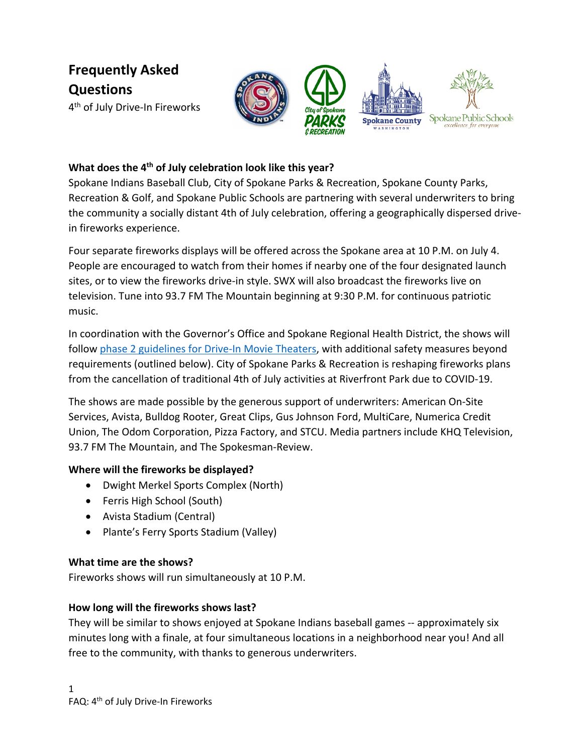# Frequently Asked Questions

4th of July Drive-In Fireworks

### What does the 4th of July celebration look like this year?

Spokane Indians Baseball Club, City of Spokane Parks & Recreation, Spokane County Parks, Recreation & Golf, and Spokane Public Schools are partnering with several underwriters to bring the community a socially distant 4th of July celebration, offering a geographically dispersed drive-in fireworks experience.

Four separate fireworks displays will be offered across the Spokane area at 10 P.M. on July 4. People are encouraged to watch from their homes if nearby one of the four designated launch sites, or to view the fireworks drive-in style. SWX will also broadcast the fireworks live on television. Tune into 93.7 FM The Mountain beginning at 9:30 P.M. for continuous patriotic music.

In coordination with the Governor's Office and Spokane Regional Health District, the shows will follow phase 2 guidelines for Drive-In Movie Theaters, with additional safety measures beyond requirements (outlined below). City of Spokane Parks & Recreation is reshaping fireworks plans from the cancellation of traditional 4th of July activities at Riverfront Park due to COVID-19.

The shows are made possible by the generous support of underwriters: American On-Site Services, Avista, Bulldog Rooter, Great Clips, Gus Johnson Ford, MultiCare, Numerica Credit Union, The Odom Corporation, Pizza Factory, and STCU. Media partners include KHQ Television, 93.7 FM The Mountain, and The Spokesman-Review.

### Where will the fireworks be displayed?

- Dwight Merkel Sports Complex (North)
- Ferris High School (South)
- Avista Stadium (Central)
- Plante's Ferry Sports Stadium (Valley)

### What time are the shows?

Fireworks shows will run simultaneously at 10 P.M.

### How long will the fireworks shows last?

They will be similar to shows enjoyed at Spokane Indians baseball games -- approximately six minutes long with a finale, at four simultaneous locations in a neighborhood near you! And all free to the community, with thanks to generous underwriters.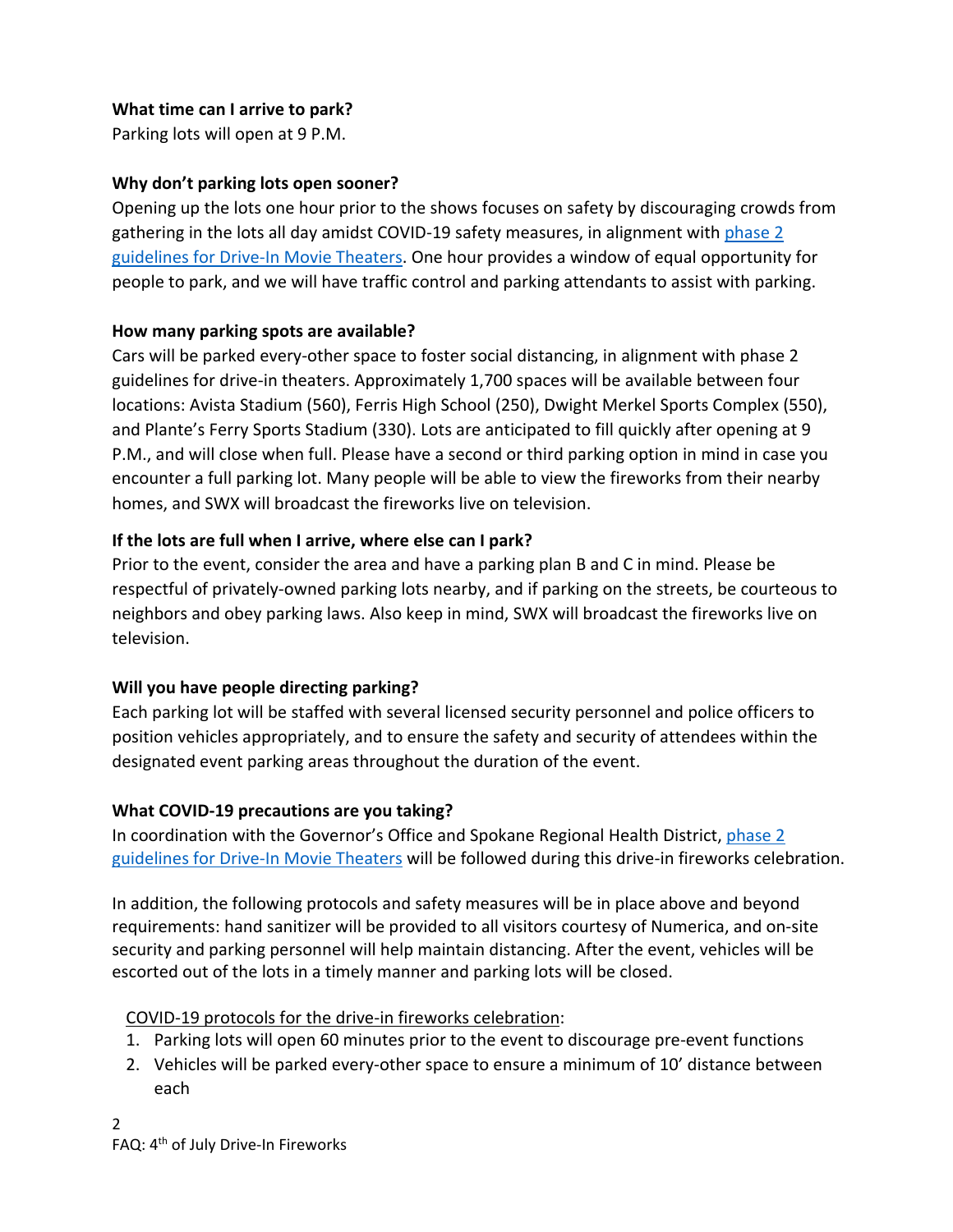**What time can I arrive to park?**
Parking lots will open at 9 P.M.

**Why don't parking lots open sooner?**
Opening up the lots one hour prior to the shows focuses on safety by discouraging crowds from gathering in the lots all day amidst COVID-19 safety measures, in alignment with [phase 2 guidelines for Drive-In Movie Theaters](). One hour provides a window of equal opportunity for people to park, and we will have traffic control and parking attendants to assist with parking.

**How many parking spots are available?**
Cars will be parked every-other space to foster social distancing, in alignment with phase 2 guidelines for drive-in theaters. Approximately 1,700 spaces will be available between four locations: Avista Stadium (560), Ferris High School (250), Dwight Merkel Sports Complex (550), and Plante's Ferry Sports Stadium (330). Lots are anticipated to fill quickly after opening at 9 P.M., and will close when full. Please have a second or third parking option in mind in case you encounter a full parking lot. Many people will be able to view the fireworks from their nearby homes, and SWX will broadcast the fireworks live on television.

**If the lots are full when I arrive, where else can I park?**
Prior to the event, consider the area and have a parking plan B and C in mind. Please be respectful of privately-owned parking lots nearby, and if parking on the streets, be courteous to neighbors and obey parking laws. Also keep in mind, SWX will broadcast the fireworks live on television.

**Will you have people directing parking?**
Each parking lot will be staffed with several licensed security personnel and police officers to position vehicles appropriately, and to ensure the safety and security of attendees within the designated event parking areas throughout the duration of the event.

**What COVID-19 precautions are you taking?**
In coordination with the Governor's Office and Spokane Regional Health District, [phase 2 guidelines for Drive-In Movie Theaters]() will be followed during this drive-in fireworks celebration.

In addition, the following protocols and safety measures will be in place above and beyond requirements: hand sanitizer will be provided to all visitors courtesy of Numerica, and on-site security and parking personnel will help maintain distancing. After the event, vehicles will be escorted out of the lots in a timely manner and parking lots will be closed.

<u>COVID-19 protocols for the drive-in fireworks celebration</u>:

1. Parking lots will open 60 minutes prior to the event to discourage pre-event functions
2. Vehicles will be parked every-other space to ensure a minimum of 10' distance between each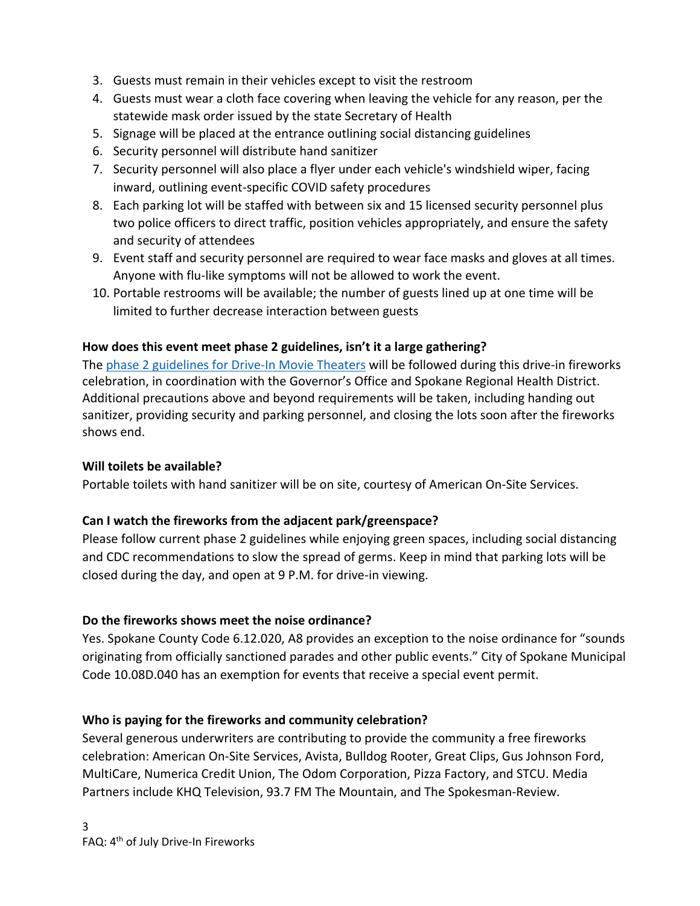3. Guests must remain in their vehicles except to visit the restroom
4. Guests must wear a cloth face covering when leaving the vehicle for any reason, per the statewide mask order issued by the state Secretary of Health
5. Signage will be placed at the entrance outlining social distancing guidelines
6. Security personnel will distribute hand sanitizer
7. Security personnel will also place a flyer under each vehicle's windshield wiper, facing inward, outlining event-specific COVID safety procedures
8. Each parking lot will be staffed with between six and 15 licensed security personnel plus two police officers to direct traffic, position vehicles appropriately, and ensure the safety and security of attendees
9. Event staff and security personnel are required to wear face masks and gloves at all times. Anyone with flu-like symptoms will not be allowed to work the event.
10. Portable restrooms will be available; the number of guests lined up at one time will be limited to further decrease interaction between guests

**How does this event meet phase 2 guidelines, isn't it a large gathering?**

The phase 2 guidelines for Drive-In Movie Theaters will be followed during this drive-in fireworks celebration, in coordination with the Governor's Office and Spokane Regional Health District. Additional precautions above and beyond requirements will be taken, including handing out sanitizer, providing security and parking personnel, and closing the lots soon after the fireworks shows end.

**Will toilets be available?**

Portable toilets with hand sanitizer will be on site, courtesy of American On-Site Services.

**Can I watch the fireworks from the adjacent park/greenspace?**

Please follow current phase 2 guidelines while enjoying green spaces, including social distancing and CDC recommendations to slow the spread of germs. Keep in mind that parking lots will be closed during the day, and open at 9 P.M. for drive-in viewing.

**Do the fireworks shows meet the noise ordinance?**

Yes. Spokane County Code 6.12.020, A8 provides an exception to the noise ordinance for "sounds originating from officially sanctioned parades and other public events." City of Spokane Municipal Code 10.08D.040 has an exemption for events that receive a special event permit.

**Who is paying for the fireworks and community celebration?**

Several generous underwriters are contributing to provide the community a free fireworks celebration: American On-Site Services, Avista, Bulldog Rooter, Great Clips, Gus Johnson Ford, MultiCare, Numerica Credit Union, The Odom Corporation, Pizza Factory, and STCU. Media Partners include KHQ Television, 93.7 FM The Mountain, and The Spokesman-Review.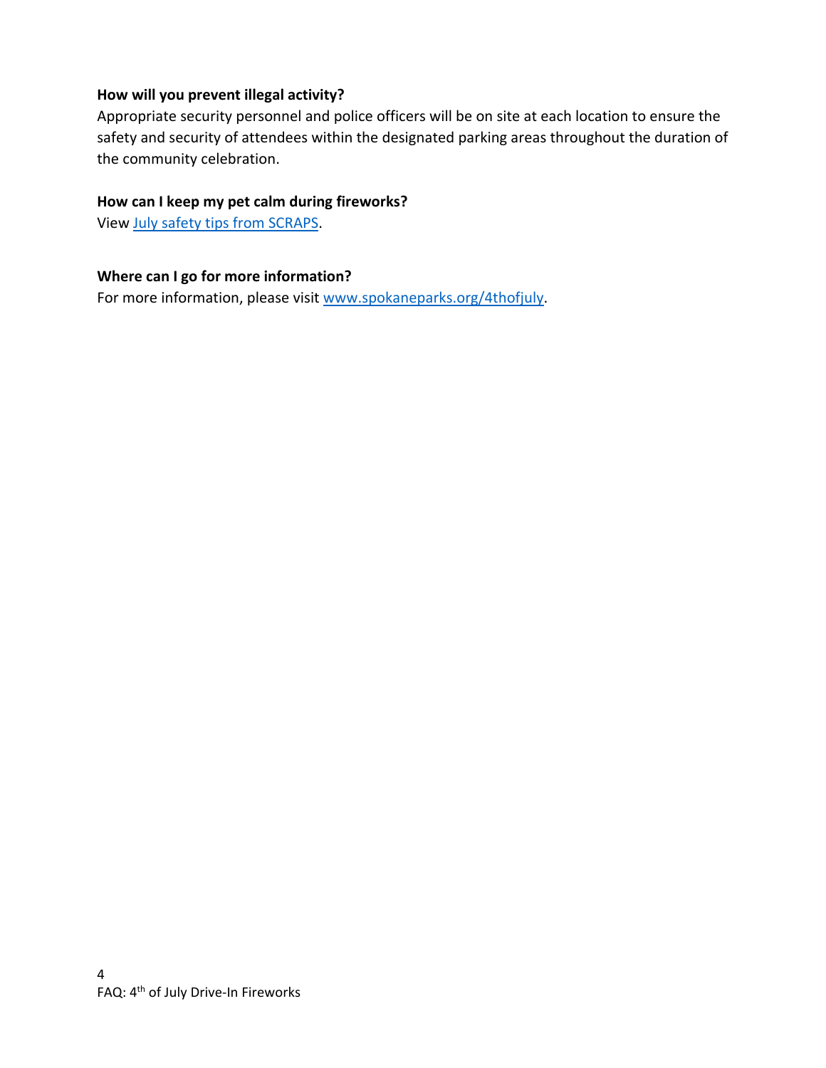**How will you prevent illegal activity?**
Appropriate security personnel and police officers will be on site at each location to ensure the safety and security of attendees within the designated parking areas throughout the duration of the community celebration.

**How can I keep my pet calm during fireworks?**
View July safety tips from SCRAPS.

**Where can I go for more information?**
For more information, please visit www.spokaneparks.org/4thofjuly.